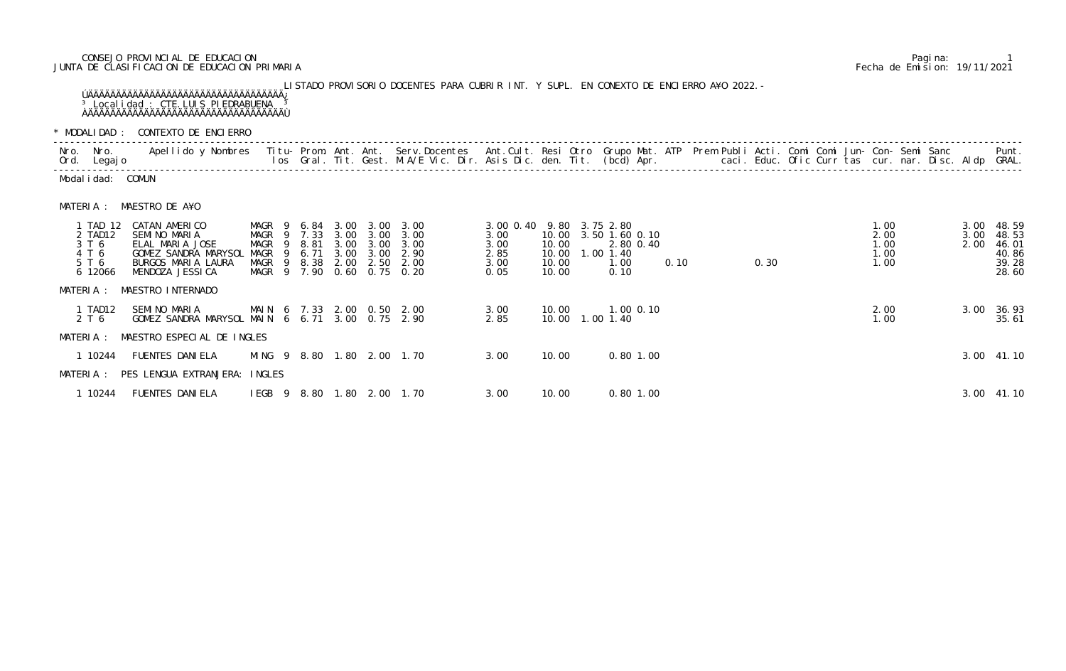CONSEJO PROVINCIAL DE EDUCACION
JUNTA DE CLASIFICACION DE EDUCACION PRIMARIA

Pagina: 1
Fecha de Emision: 19/11/2021

LISTADO PROVISORIO DOCENTES PARA CUBRIR INT. Y SUPL. EN CONEXTO DE ENCIERRO A¥O 2022.-

Localidad : CTE.LUIS PIEDRABUENA

* MODALIDAD : CONTEXTO DE ENCIERRO

Modalidad: COMUN

MATERIA : MAESTRO DE A¥O

| Nro. Ord. | Nro. Legajo | Apellido y Nombres | Titulos | Prom. Gral. | Ant. Tit. | Ant. Gest. | Serv.Docentes M.A/E Vic. Dir. | Ant. Asis | Cult. Dic. | Resi den. | Otro Tit. | Grupo (bcd) | Mat. Apr. | ATP | Prem | Publi | Acti. caci. | Comi Educ. | Comi Ofic | Jun- Curr tas | Con- cur. | Semi nar. | Sanc Disc. | Aldp | Punt. GRAL. |
|---|---|---|---|---|---|---|---|---|---|---|---|---|---|---|---|---|---|---|---|---|---|---|---|---|---|
| 1 | TAD 12 | CATAN AMERICO | MAGR 9 | 6.84 | 3.00 | 3.00 | 3.00 | 3.00 | 0.40 | 9.80 | 3.75 | 2.80 | | | | | | | | | 1.00 | | | 3.00 | 48.59 |
| 2 | TAD12 | SEMINO MARIA | MAGR 9 | 7.33 | 3.00 | 3.00 | 3.00 | 3.00 | | 10.00 | 3.50 | 1.60 | 0.10 | | | | | | | | 2.00 | | | 3.00 | 48.53 |
| 3 | T 6 | ELAL MARIA JOSE | MAGR 9 | 8.81 | 3.00 | 3.00 | 3.00 | 3.00 | | 10.00 | | 2.80 | 0.40 | | | | | | | | 1.00 | | | 2.00 | 46.01 |
| 4 | T 6 | GOMEZ SANDRA MARYSOL | MAGR 9 | 6.71 | 3.00 | 3.00 | 2.90 | 2.85 | | 10.00 | 1.00 | 1.40 | | | | | | | | | 1.00 | | | | 40.86 |
| 5 | T 6 | BURGOS MARIA LAURA | MAGR 9 | 8.38 | 2.00 | 2.50 | 2.00 | 3.00 | | 10.00 | | 1.00 | | 0.10 | | | 0.30 | | | | 1.00 | | | | 39.28 |
| 6 | 12066 | MENDOZA JESSICA | MAGR 9 | 7.90 | 0.60 | 0.75 | 0.20 | 0.05 | | 10.00 | | 0.10 | | | | | | | | | | | | | 28.60 |

MATERIA : MAESTRO INTERNADO

| Nro. Ord. | Nro. Legajo | Apellido y Nombres | Titulos | Prom. Gral. | Ant. Tit. | Ant. Gest. | Serv.Docentes M.A/E Vic. Dir. | Ant. Asis | Cult. Dic. | Resi den. | Otro Tit. | Grupo (bcd) | Mat. Apr. | ATP | Prem | Publi | Acti. caci. | Comi Educ. | Comi Ofic | Jun- Curr tas | Con- cur. | Semi nar. | Sanc Disc. | Aldp | Punt. GRAL. |
|---|---|---|---|---|---|---|---|---|---|---|---|---|---|---|---|---|---|---|---|---|---|---|---|---|---|
| 1 | TAD12 | SEMINO MARIA | MAIN 6 | 7.33 | 2.00 | 0.50 | 2.00 | 3.00 | | 10.00 | | 1.00 | 0.10 | | | | | | | | 2.00 | | | 3.00 | 36.93 |
| 2 | T 6 | GOMEZ SANDRA MARYSOL | MAIN 6 | 6.71 | 3.00 | 0.75 | 2.90 | 2.85 | | 10.00 | 1.00 | 1.40 | | | | | | | | | 1.00 | | | | 35.61 |

MATERIA : MAESTRO ESPECIAL DE INGLES

| Nro. Ord. | Nro. Legajo | Apellido y Nombres | Titulos | Prom. Gral. | Ant. Tit. | Ant. Gest. | Serv.Docentes M.A/E Vic. Dir. | Ant. Asis | Cult. Dic. | Resi den. | Otro Tit. | Grupo (bcd) | Mat. Apr. | ATP | Prem | Publi | Acti. caci. | Comi Educ. | Comi Ofic | Jun- Curr tas | Con- cur. | Semi nar. | Sanc Disc. | Aldp | Punt. GRAL. |
|---|---|---|---|---|---|---|---|---|---|---|---|---|---|---|---|---|---|---|---|---|---|---|---|---|---|
| 1 | 10244 | FUENTES DANIELA | MING 9 | 8.80 | 1.80 | 2.00 | 1.70 | 3.00 | | 10.00 | | 0.80 | 1.00 | | | | | | | | | | | 3.00 | 41.10 |

MATERIA : PES LENGUA EXTRANJERA: INGLES

| Nro. Ord. | Nro. Legajo | Apellido y Nombres | Titulos | Prom. Gral. | Ant. Tit. | Ant. Gest. | Serv.Docentes M.A/E Vic. Dir. | Ant. Asis | Cult. Dic. | Resi den. | Otro Tit. | Grupo (bcd) | Mat. Apr. | ATP | Prem | Publi | Acti. caci. | Comi Educ. | Comi Ofic | Jun- Curr tas | Con- cur. | Semi nar. | Sanc Disc. | Aldp | Punt. GRAL. |
|---|---|---|---|---|---|---|---|---|---|---|---|---|---|---|---|---|---|---|---|---|---|---|---|---|---|
| 1 | 10244 | FUENTES DANIELA | IEGB 9 | 8.80 | 1.80 | 2.00 | 1.70 | 3.00 | | 10.00 | | 0.80 | 1.00 | | | | | | | | | | | 3.00 | 41.10 |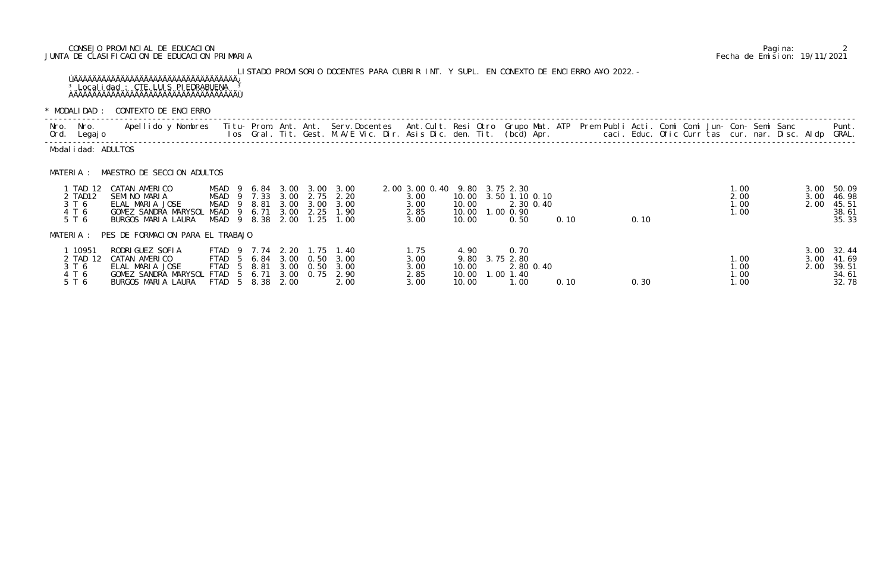CONSEJO PROVINCIAL DE EDUCACION
JUNTA DE CLASIFICACION DE EDUCACION PRIMARIA

Fecha de Emision: 19/11/2021

LISTADO PROVISORIO DOCENTES PARA CUBRIR INT. Y SUPL. EN CONEXTO DE ENCIERRO A¥O 2022.-

Localidad : CTE.LUIS PIEDRABUENA

\* MODALIDAD : CONTEXTO DE ENCIERRO

Modalidad: ADULTOS

MATERIA : MAESTRO DE SECCION ADULTOS

| Nro. Ord. | Nro. Legajo | Apellido y Nombres | Titu-los | Prom. Gral. | Ant. Tit. | Ant. Gest. | Serv.Docentes M.A/E | Vic. | Dir. | Ant.Cult. Asis | Resi Dic. | Otro den. | Grupo Tit. | Mat. (bcd) | ATP Apr. | Prem | Publi caci. | Acti. Educ. | Comi Ofic | Comi Curr | Jun-tas | Con-cur. | Semi nar. | Sanc Disc. | Aldp | Punt. GRAL. |
|---|---|---|---|---|---|---|---|---|---|---|---|---|---|---|---|---|---|---|---|---|---|---|---|---|---|---|
| 1 | TAD 12 | CATAN AMERICO | MSAD 9 | 6.84 | 3.00 | 3.00 | 3.00 | | 2.00 | 3.00 | 0.40 | 9.80 | 3.75 | 2.30 | | | | | | | | 1.00 | | | 3.00 | 50.09 |
| 2 | TAD12 | SEMINO MARIA | MSAD 9 | 7.33 | 3.00 | 2.75 | 2.20 | | | 3.00 | | 10.00 | 3.50 | 1.10 | 0.10 | | | | | | | 2.00 | | | 3.00 | 46.98 |
| 3 | T 6 | ELAL MARIA JOSE | MSAD 9 | 8.81 | 3.00 | 3.00 | 3.00 | | | 3.00 | | 10.00 | | 2.30 | 0.40 | | | | | | | 1.00 | | | 2.00 | 45.51 |
| 4 | T 6 | GOMEZ SANDRA MARYSOL | MSAD 9 | 6.71 | 3.00 | 2.25 | 1.90 | | | 2.85 | | 10.00 | 1.00 | 0.90 | | | | | | | | 1.00 | | | | 38.61 |
| 5 | T 6 | BURGOS MARIA LAURA | MSAD 9 | 8.38 | 2.00 | 1.25 | 1.00 | | | 3.00 | | 10.00 | | 0.50 | | 0.10 | | 0.10 | | | | | | | | 35.33 |

MATERIA : PES DE FORMACION PARA EL TRABAJO

| Nro. Ord. | Nro. Legajo | Apellido y Nombres | Titu-los | Prom. Gral. | Ant. Tit. | Ant. Gest. | Serv.Docentes M.A/E | Vic. | Dir. | Ant.Cult. Asis | Resi Dic. | Otro den. | Grupo Tit. | Mat. (bcd) | ATP Apr. | Prem | Publi caci. | Acti. Educ. | Comi Ofic | Comi Curr | Jun-tas | Con-cur. | Semi nar. | Sanc Disc. | Aldp | Punt. GRAL. |
|---|---|---|---|---|---|---|---|---|---|---|---|---|---|---|---|---|---|---|---|---|---|---|---|---|---|---|
| 1 | 10951 | RODRIGUEZ SOFIA | FTAD 9 | 7.74 | 2.20 | 1.75 | 1.40 | | | 1.75 | | 4.90 | | 0.70 | | | | | | | | | | | 3.00 | 32.44 |
| 2 | TAD 12 | CATAN AMERICO | FTAD 5 | 6.84 | 3.00 | 0.50 | 3.00 | | | 3.00 | | 9.80 | 3.75 | 2.80 | | | | | | | | 1.00 | | | 3.00 | 41.69 |
| 3 | T 6 | ELAL MARIA JOSE | FTAD 5 | 8.81 | 3.00 | 0.50 | 3.00 | | | 3.00 | | 10.00 | | 2.80 | 0.40 | | | | | | | 1.00 | | | 2.00 | 39.51 |
| 4 | T 6 | GOMEZ SANDRA MARYSOL | FTAD 5 | 6.71 | 3.00 | 0.75 | 2.90 | | | 2.85 | | 10.00 | 1.00 | 1.40 | | | | | | | | 1.00 | | | | 34.61 |
| 5 | T 6 | BURGOS MARIA LAURA | FTAD 5 | 8.38 | 2.00 | | 2.00 | | | 3.00 | | 10.00 | | 1.00 | | 0.10 | | 0.30 | | | | 1.00 | | | | 32.78 |